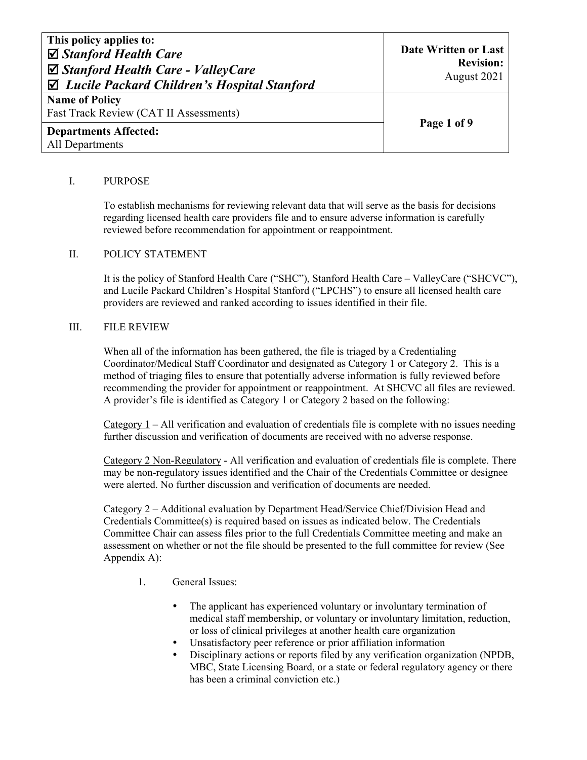| This policy applies to:<br>☑ ***Stanford Health Care***<br>☑ ***Stanford Health Care - ValleyCare***<br>☑ ***Lucile Packard Children's Hospital Stanford*** | **Date Written or Last Revision:**<br>August 2021 |
|---|---|
| **Name of Policy**<br>Fast Track Review (CAT II Assessments) | |
| **Departments Affected:**<br>All Departments | |

## I. PURPOSE

To establish mechanisms for reviewing relevant data that will serve as the basis for decisions regarding licensed health care providers file and to ensure adverse information is carefully reviewed before recommendation for appointment or reappointment.

## II. POLICY STATEMENT

It is the policy of Stanford Health Care ("SHC"), Stanford Health Care – ValleyCare ("SHCVC"), and Lucile Packard Children's Hospital Stanford ("LPCHS") to ensure all licensed health care providers are reviewed and ranked according to issues identified in their file.

## III. FILE REVIEW

When all of the information has been gathered, the file is triaged by a Credentialing Coordinator/Medical Staff Coordinator and designated as Category 1 or Category 2. This is a method of triaging files to ensure that potentially adverse information is fully reviewed before recommending the provider for appointment or reappointment. At SHCVC all files are reviewed. A provider's file is identified as Category 1 or Category 2 based on the following:

<u>Category 1</u> – All verification and evaluation of credentials file is complete with no issues needing further discussion and verification of documents are received with no adverse response.

<u>Category 2 Non-Regulatory</u> - All verification and evaluation of credentials file is complete. There may be non-regulatory issues identified and the Chair of the Credentials Committee or designee were alerted. No further discussion and verification of documents are needed.

<u>Category 2</u> – Additional evaluation by Department Head/Service Chief/Division Head and Credentials Committee(s) is required based on issues as indicated below. The Credentials Committee Chair can assess files prior to the full Credentials Committee meeting and make an assessment on whether or not the file should be presented to the full committee for review (See Appendix A):

1. General Issues:

   - The applicant has experienced voluntary or involuntary termination of medical staff membership, or voluntary or involuntary limitation, reduction, or loss of clinical privileges at another health care organization
   - Unsatisfactory peer reference or prior affiliation information
   - Disciplinary actions or reports filed by any verification organization (NPDB, MBC, State Licensing Board, or a state or federal regulatory agency or there has been a criminal conviction etc.)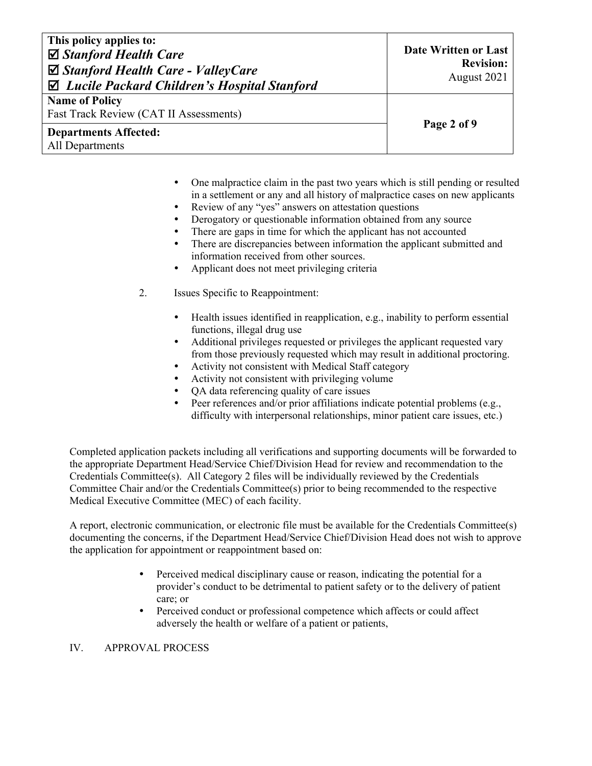- One malpractice claim in the past two years which is still pending or resulted in a settlement or any and all history of malpractice cases on new applicants
- Review of any "yes" answers on attestation questions
- Derogatory or questionable information obtained from any source
- There are gaps in time for which the applicant has not accounted
- There are discrepancies between information the applicant submitted and information received from other sources.
- Applicant does not meet privileging criteria

2. Issues Specific to Reappointment:

   - Health issues identified in reapplication, e.g., inability to perform essential functions, illegal drug use
   - Additional privileges requested or privileges the applicant requested vary from those previously requested which may result in additional proctoring.
   - Activity not consistent with Medical Staff category
   - Activity not consistent with privileging volume
   - QA data referencing quality of care issues
   - Peer references and/or prior affiliations indicate potential problems (e.g., difficulty with interpersonal relationships, minor patient care issues, etc.)

Completed application packets including all verifications and supporting documents will be forwarded to the appropriate Department Head/Service Chief/Division Head for review and recommendation to the Credentials Committee(s). All Category 2 files will be individually reviewed by the Credentials Committee Chair and/or the Credentials Committee(s) prior to being recommended to the respective Medical Executive Committee (MEC) of each facility.

A report, electronic communication, or electronic file must be available for the Credentials Committee(s) documenting the concerns, if the Department Head/Service Chief/Division Head does not wish to approve the application for appointment or reappointment based on:

- Perceived medical disciplinary cause or reason, indicating the potential for a provider's conduct to be detrimental to patient safety or to the delivery of patient care; or
- Perceived conduct or professional competence which affects or could affect adversely the health or welfare of a patient or patients,

## IV. APPROVAL PROCESS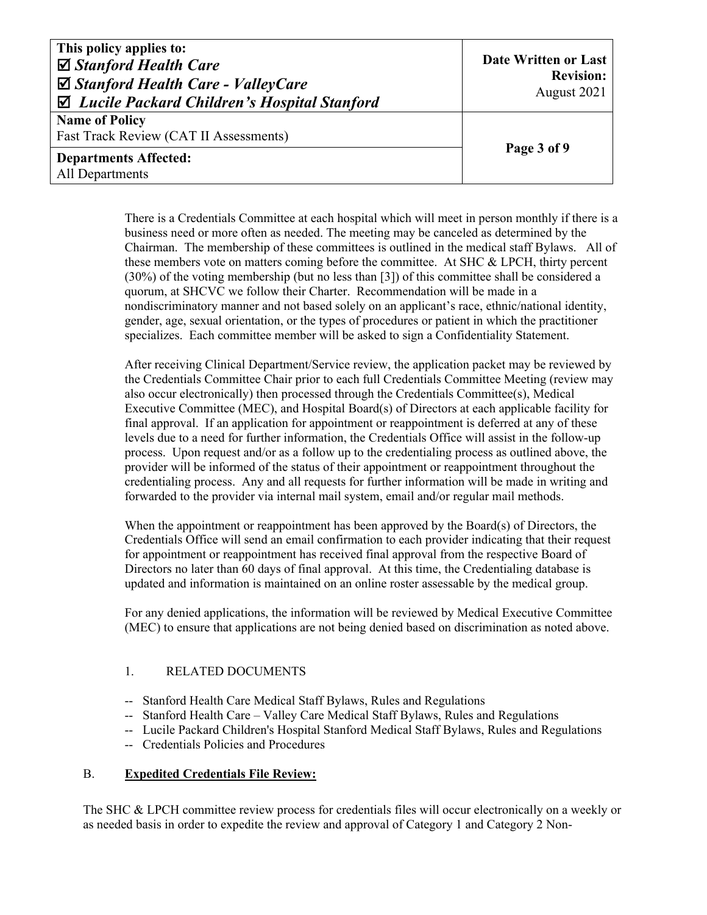There is a Credentials Committee at each hospital which will meet in person monthly if there is a business need or more often as needed. The meeting may be canceled as determined by the Chairman. The membership of these committees is outlined in the medical staff Bylaws. All of these members vote on matters coming before the committee. At SHC & LPCH, thirty percent (30%) of the voting membership (but no less than [3]) of this committee shall be considered a quorum, at SHCVC we follow their Charter. Recommendation will be made in a nondiscriminatory manner and not based solely on an applicant's race, ethnic/national identity, gender, age, sexual orientation, or the types of procedures or patient in which the practitioner specializes. Each committee member will be asked to sign a Confidentiality Statement.

After receiving Clinical Department/Service review, the application packet may be reviewed by the Credentials Committee Chair prior to each full Credentials Committee Meeting (review may also occur electronically) then processed through the Credentials Committee(s), Medical Executive Committee (MEC), and Hospital Board(s) of Directors at each applicable facility for final approval. If an application for appointment or reappointment is deferred at any of these levels due to a need for further information, the Credentials Office will assist in the follow-up process. Upon request and/or as a follow up to the credentialing process as outlined above, the provider will be informed of the status of their appointment or reappointment throughout the credentialing process. Any and all requests for further information will be made in writing and forwarded to the provider via internal mail system, email and/or regular mail methods.

When the appointment or reappointment has been approved by the Board(s) of Directors, the Credentials Office will send an email confirmation to each provider indicating that their request for appointment or reappointment has received final approval from the respective Board of Directors no later than 60 days of final approval. At this time, the Credentialing database is updated and information is maintained on an online roster assessable by the medical group.

For any denied applications, the information will be reviewed by Medical Executive Committee (MEC) to ensure that applications are not being denied based on discrimination as noted above.

1. RELATED DOCUMENTS

-- Stanford Health Care Medical Staff Bylaws, Rules and Regulations
-- Stanford Health Care – Valley Care Medical Staff Bylaws, Rules and Regulations
-- Lucile Packard Children's Hospital Stanford Medical Staff Bylaws, Rules and Regulations
-- Credentials Policies and Procedures

## B. **Expedited Credentials File Review:**

The SHC & LPCH committee review process for credentials files will occur electronically on a weekly or as needed basis in order to expedite the review and approval of Category 1 and Category 2 Non-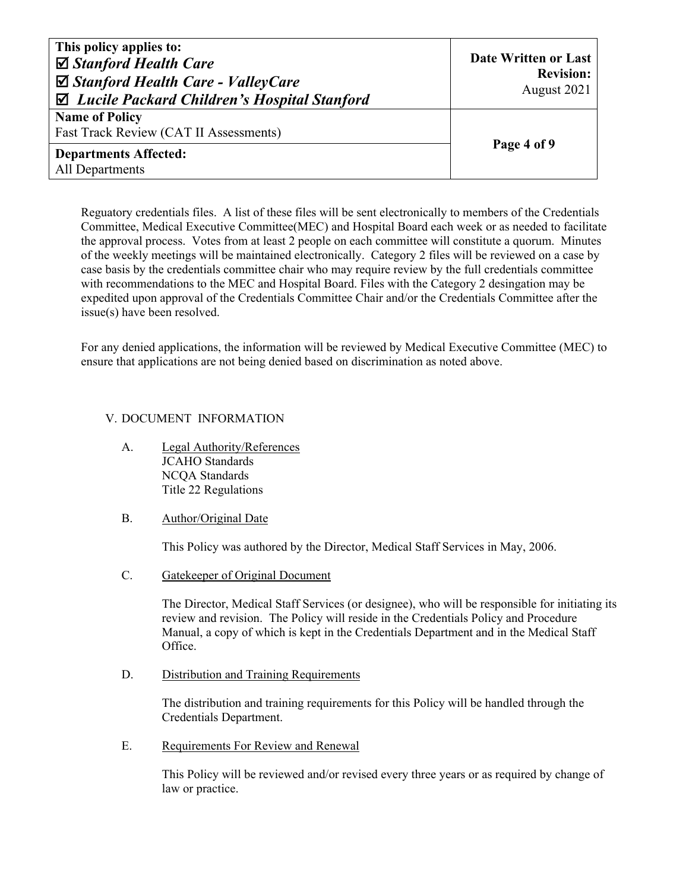Reguatory credentials files. A list of these files will be sent electronically to members of the Credentials Committee, Medical Executive Committee(MEC) and Hospital Board each week or as needed to facilitate the approval process. Votes from at least 2 people on each committee will constitute a quorum. Minutes of the weekly meetings will be maintained electronically. Category 2 files will be reviewed on a case by case basis by the credentials committee chair who may require review by the full credentials committee with recommendations to the MEC and Hospital Board. Files with the Category 2 desingation may be expedited upon approval of the Credentials Committee Chair and/or the Credentials Committee after the issue(s) have been resolved.

For any denied applications, the information will be reviewed by Medical Executive Committee (MEC) to ensure that applications are not being denied based on discrimination as noted above.

## V. DOCUMENT INFORMATION

A. <u>Legal Authority/References</u>
JCAHO Standards
NCQA Standards
Title 22 Regulations

B. <u>Author/Original Date</u>

This Policy was authored by the Director, Medical Staff Services in May, 2006.

C. <u>Gatekeeper of Original Document</u>

The Director, Medical Staff Services (or designee), who will be responsible for initiating its review and revision. The Policy will reside in the Credentials Policy and Procedure Manual, a copy of which is kept in the Credentials Department and in the Medical Staff Office.

D. <u>Distribution and Training Requirements</u>

The distribution and training requirements for this Policy will be handled through the Credentials Department.

E. <u>Requirements For Review and Renewal</u>

This Policy will be reviewed and/or revised every three years or as required by change of law or practice.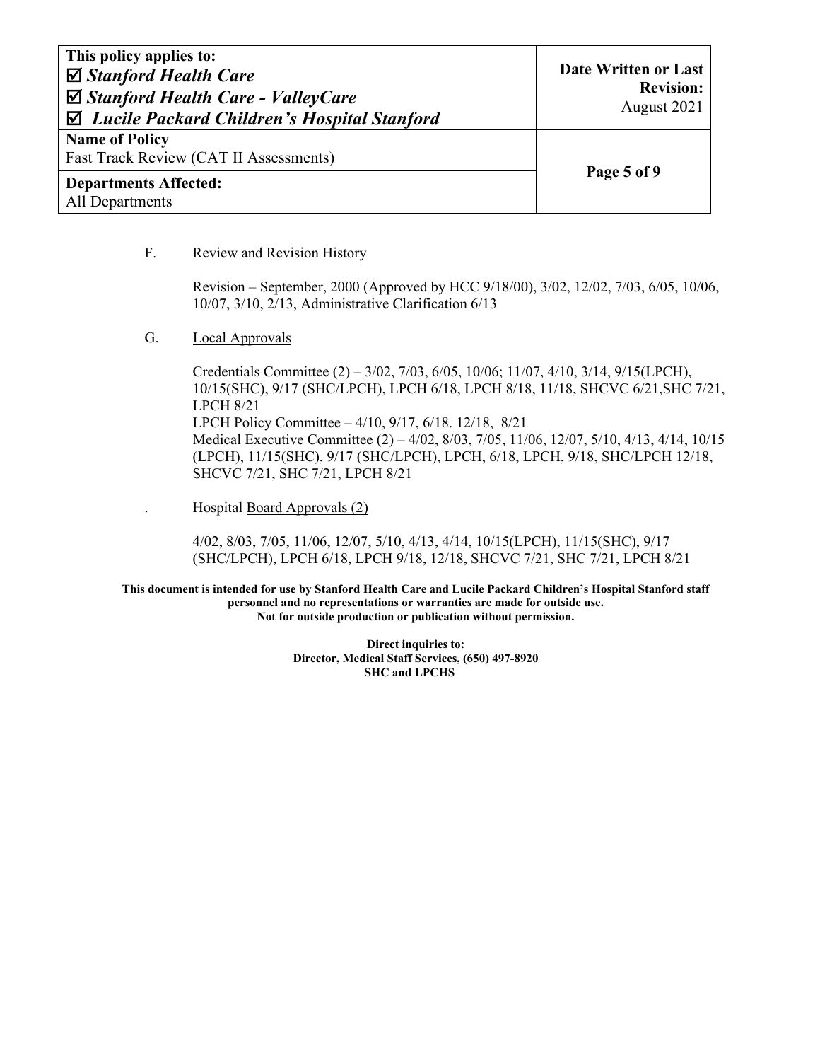F. Review and Revision History

Revision – September, 2000 (Approved by HCC 9/18/00), 3/02, 12/02, 7/03, 6/05, 10/06, 10/07, 3/10, 2/13, Administrative Clarification 6/13

G. Local Approvals

Credentials Committee (2) – 3/02, 7/03, 6/05, 10/06; 11/07, 4/10, 3/14, 9/15(LPCH), 10/15(SHC), 9/17 (SHC/LPCH), LPCH 6/18, LPCH 8/18, 11/18, SHCVC 6/21,SHC 7/21, LPCH 8/21
LPCH Policy Committee – 4/10, 9/17, 6/18. 12/18, 8/21
Medical Executive Committee (2) – 4/02, 8/03, 7/05, 11/06, 12/07, 5/10, 4/13, 4/14, 10/15 (LPCH), 11/15(SHC), 9/17 (SHC/LPCH), LPCH, 6/18, LPCH, 9/18, SHC/LPCH 12/18, SHCVC 7/21, SHC 7/21, LPCH 8/21

. Hospital Board Approvals (2)

4/02, 8/03, 7/05, 11/06, 12/07, 5/10, 4/13, 4/14, 10/15(LPCH), 11/15(SHC), 9/17 (SHC/LPCH), LPCH 6/18, LPCH 9/18, 12/18, SHCVC 7/21, SHC 7/21, LPCH 8/21

**This document is intended for use by Stanford Health Care and Lucile Packard Children's Hospital Stanford staff personnel and no representations or warranties are made for outside use. Not for outside production or publication without permission.**

**Direct inquiries to:**
**Director, Medical Staff Services, (650) 497-8920**
**SHC and LPCHS**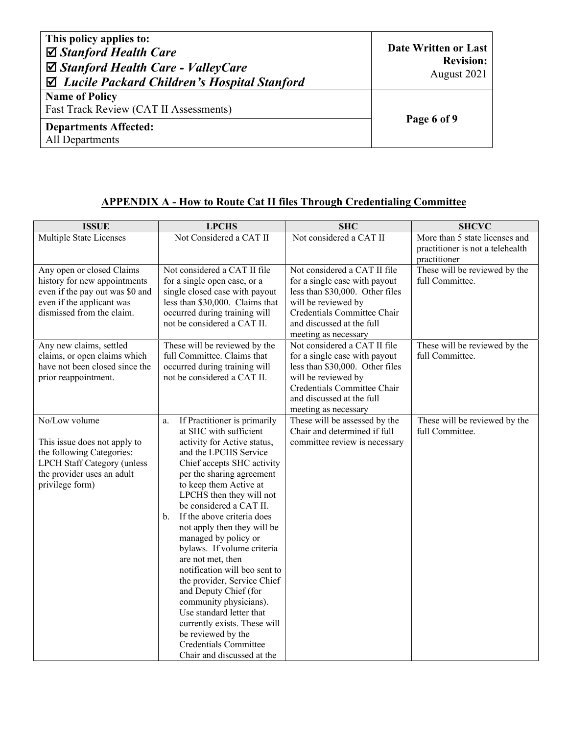## APPENDIX A - How to Route Cat II files Through Credentialing Committee

| ISSUE | LPCHS | SHC | SHCVC |
|---|---|---|---|
| Multiple State Licenses | Not Considered a CAT II | Not considered a CAT II | More than 5 state licenses and practitioner is not a telehealth practitioner |
| Any open or closed Claims history for new appointments even if the pay out was $0 and even if the applicant was dismissed from the claim. | Not considered a CAT II file for a single open case, or a single closed case with payout less than $30,000. Claims that occurred during training will not be considered a CAT II. | Not considered a CAT II file for a single case with payout less than $30,000. Other files will be reviewed by Credentials Committee Chair and discussed at the full meeting as necessary | These will be reviewed by the full Committee. |
| Any new claims, settled claims, or open claims which have not been closed since the prior reappointment. | These will be reviewed by the full Committee. Claims that occurred during training will not be considered a CAT II. | Not considered a CAT II file for a single case with payout less than $30,000. Other files will be reviewed by Credentials Committee Chair and discussed at the full meeting as necessary | These will be reviewed by the full Committee. |
| No/Low volume<br><br>This issue does not apply to the following Categories: LPCH Staff Category (unless the provider uses an adult privilege form) | a. If Practitioner is primarily at SHC with sufficient activity for Active status, and the LPCHS Service Chief accepts SHC activity per the sharing agreement to keep them Active at LPCHS then they will not be considered a CAT II.<br>b. If the above criteria does not apply then they will be managed by policy or bylaws. If volume criteria are not met, then notification will beo sent to the provider, Service Chief and Deputy Chief (for community physicians). Use standard letter that currently exists. These will be reviewed by the Credentials Committee Chair and discussed at the | These will be assessed by the Chair and determined if full committee review is necessary | These will be reviewed by the full Committee. |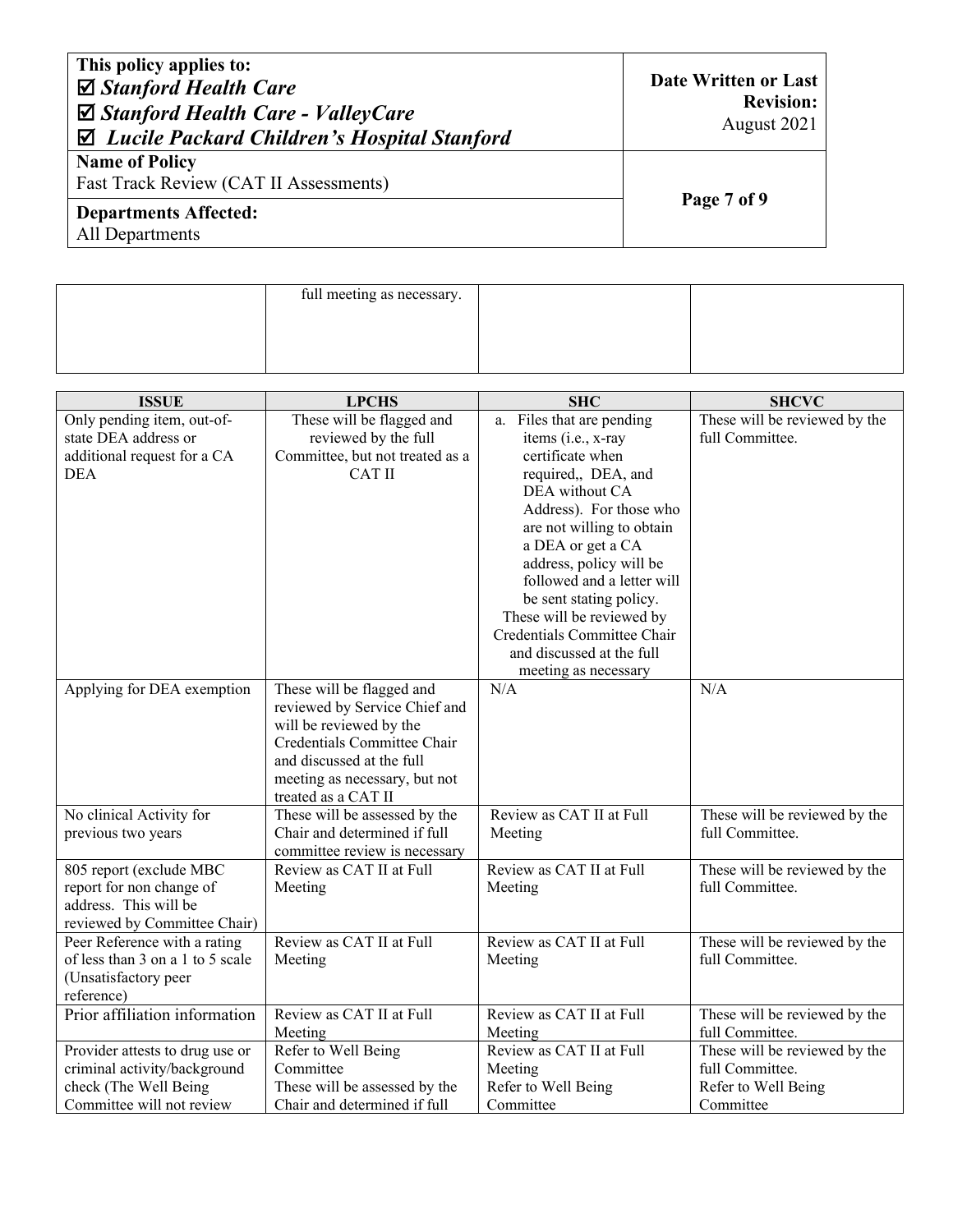| | full meeting as necessary. | | |
|---|---|---|---|

| ISSUE | LPCHS | SHC | SHCVC |
|---|---|---|---|
| Only pending item, out-of-state DEA address or additional request for a CA DEA | These will be flagged and reviewed by the full Committee, but not treated as a CAT II | a. Files that are pending items (i.e., x-ray certificate when required,, DEA, and DEA without CA Address). For those who are not willing to obtain a DEA or get a CA address, policy will be followed and a letter will be sent stating policy. These will be reviewed by Credentials Committee Chair and discussed at the full meeting as necessary | These will be reviewed by the full Committee. |
| Applying for DEA exemption | These will be flagged and reviewed by Service Chief and will be reviewed by the Credentials Committee Chair and discussed at the full meeting as necessary, but not treated as a CAT II | N/A | N/A |
| No clinical Activity for previous two years | These will be assessed by the Chair and determined if full committee review is necessary | Review as CAT II at Full Meeting | These will be reviewed by the full Committee. |
| 805 report (exclude MBC report for non change of address. This will be reviewed by Committee Chair) | Review as CAT II at Full Meeting | Review as CAT II at Full Meeting | These will be reviewed by the full Committee. |
| Peer Reference with a rating of less than 3 on a 1 to 5 scale (Unsatisfactory peer reference) | Review as CAT II at Full Meeting | Review as CAT II at Full Meeting | These will be reviewed by the full Committee. |
| Prior affiliation information | Review as CAT II at Full Meeting | Review as CAT II at Full Meeting | These will be reviewed by the full Committee. |
| Provider attests to drug use or criminal activity/background check (The Well Being Committee will not review | Refer to Well Being Committee These will be assessed by the Chair and determined if full | Review as CAT II at Full Meeting Refer to Well Being Committee | These will be reviewed by the full Committee. Refer to Well Being Committee |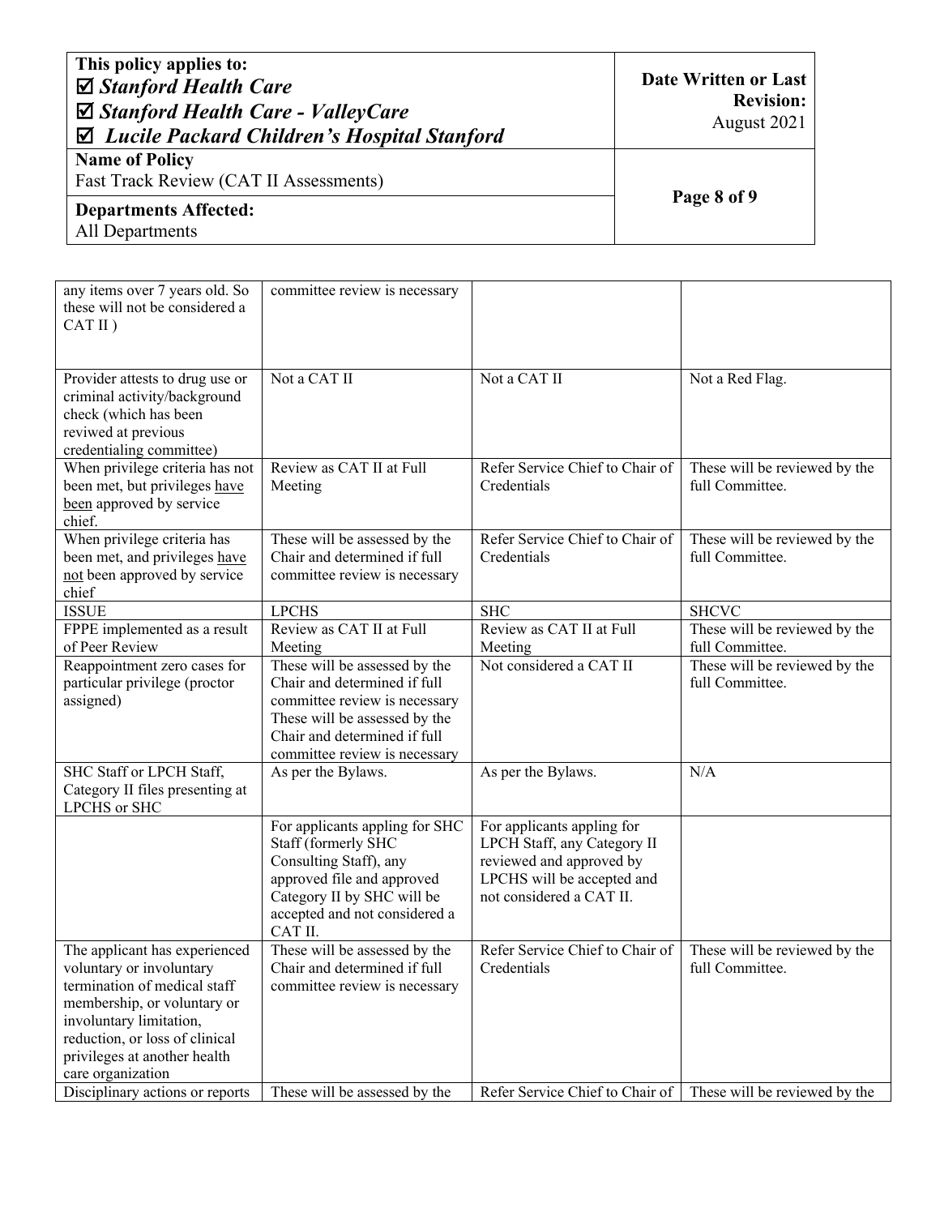| | | | |
|---|---|---|---|
| any items over 7 years old. So these will not be considered a CAT II ) | committee review is necessary | | |
| Provider attests to drug use or criminal activity/background check (which has been reviwed at previous credentialing committee) | Not a CAT II | Not a CAT II | Not a Red Flag. |
| When privilege criteria has not been met, but privileges have been approved by service chief. | Review as CAT II at Full Meeting | Refer Service Chief to Chair of Credentials | These will be reviewed by the full Committee. |
| When privilege criteria has been met, and privileges have not been approved by service chief | These will be assessed by the Chair and determined if full committee review is necessary | Refer Service Chief to Chair of Credentials | These will be reviewed by the full Committee. |
| ISSUE | LPCHS | SHC | SHCVC |
| FPPE implemented as a result of Peer Review | Review as CAT II at Full Meeting | Review as CAT II at Full Meeting | These will be reviewed by the full Committee. |
| Reappointment zero cases for particular privilege (proctor assigned) | These will be assessed by the Chair and determined if full committee review is necessary These will be assessed by the Chair and determined if full committee review is necessary | Not considered a CAT II | These will be reviewed by the full Committee. |
| SHC Staff or LPCH Staff, Category II files presenting at LPCHS or SHC | As per the Bylaws. | As per the Bylaws. | N/A |
| | For applicants appling for SHC Staff (formerly SHC Consulting Staff), any approved file and approved Category II by SHC will be accepted and not considered a CAT II. | For applicants appling for LPCH Staff, any Category II reviewed and approved by LPCHS will be accepted and not considered a CAT II. | |
| The applicant has experienced voluntary or involuntary termination of medical staff membership, or voluntary or involuntary limitation, reduction, or loss of clinical privileges at another health care organization | These will be assessed by the Chair and determined if full committee review is necessary | Refer Service Chief to Chair of Credentials | These will be reviewed by the full Committee. |
| Disciplinary actions or reports | These will be assessed by the | Refer Service Chief to Chair of | These will be reviewed by the |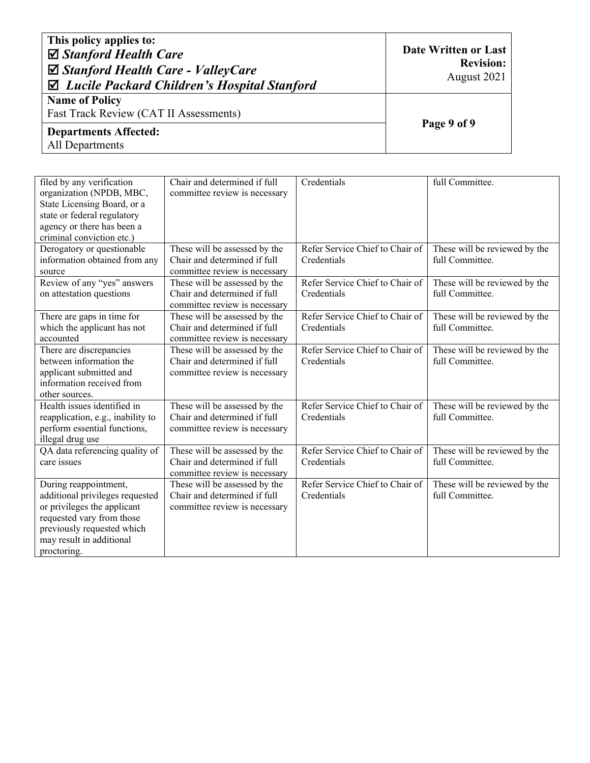| | | | |
|---|---|---|---|
| filed by any verification organization (NPDB, MBC, State Licensing Board, or a state or federal regulatory agency or there has been a criminal conviction etc.) | Chair and determined if full committee review is necessary | Credentials | full Committee. |
| Derogatory or questionable information obtained from any source | These will be assessed by the Chair and determined if full committee review is necessary | Refer Service Chief to Chair of Credentials | These will be reviewed by the full Committee. |
| Review of any "yes" answers on attestation questions | These will be assessed by the Chair and determined if full committee review is necessary | Refer Service Chief to Chair of Credentials | These will be reviewed by the full Committee. |
| There are gaps in time for which the applicant has not accounted | These will be assessed by the Chair and determined if full committee review is necessary | Refer Service Chief to Chair of Credentials | These will be reviewed by the full Committee. |
| There are discrepancies between information the applicant submitted and information received from other sources. | These will be assessed by the Chair and determined if full committee review is necessary | Refer Service Chief to Chair of Credentials | These will be reviewed by the full Committee. |
| Health issues identified in reapplication, e.g., inability to perform essential functions, illegal drug use | These will be assessed by the Chair and determined if full committee review is necessary | Refer Service Chief to Chair of Credentials | These will be reviewed by the full Committee. |
| QA data referencing quality of care issues | These will be assessed by the Chair and determined if full committee review is necessary | Refer Service Chief to Chair of Credentials | These will be reviewed by the full Committee. |
| During reappointment, additional privileges requested or privileges the applicant requested vary from those previously requested which may result in additional proctoring. | These will be assessed by the Chair and determined if full committee review is necessary | Refer Service Chief to Chair of Credentials | These will be reviewed by the full Committee. |